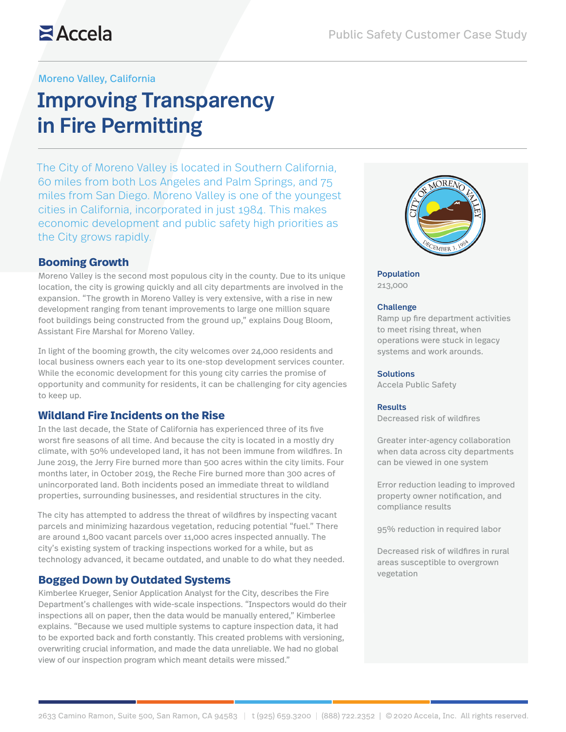Accela

Public Safety Customer Case Study

Moreno Valley, California

# Improving Transparency in Fire Permitting

The City of Moreno Valley is located in Southern California, 60 miles from both Los Angeles and Palm Springs, and 75 miles from San Diego. Moreno Valley is one of the youngest cities in California, incorporated in just 1984. This makes economic development and public safety high priorities as the City grows rapidly.

## Booming Growth

Moreno Valley is the second most populous city in the county. Due to its unique location, the city is growing quickly and all city departments are involved in the expansion. "The growth in Moreno Valley is very extensive, with a rise in new development ranging from tenant improvements to large one million square foot buildings being constructed from the ground up," explains Doug Bloom, Assistant Fire Marshal for Moreno Valley.

In light of the booming growth, the city welcomes over 24,000 residents and local business owners each year to its one-stop development services counter. While the economic development for this young city carries the promise of opportunity and community for residents, it can be challenging for city agencies to keep up.

## Wildland Fire Incidents on the Rise

In the last decade, the State of California has experienced three of its five worst fire seasons of all time. And because the city is located in a mostly dry climate, with 50% undeveloped land, it has not been immune from wildfires. In June 2019, the Jerry Fire burned more than 500 acres within the city limits. Four months later, in October 2019, the Reche Fire burned more than 300 acres of unincorporated land. Both incidents posed an immediate threat to wildland properties, surrounding businesses, and residential structures in the city.

The city has attempted to address the threat of wildfires by inspecting vacant parcels and minimizing hazardous vegetation, reducing potential "fuel." There are around 1,800 vacant parcels over 11,000 acres inspected annually. The city's existing system of tracking inspections worked for a while, but as technology advanced, it became outdated, and unable to do what they needed.

## Bogged Down by Outdated Systems

Kimberlee Krueger, Senior Application Analyst for the City, describes the Fire Department's challenges with wide-scale inspections. "Inspectors would do their inspections all on paper, then the data would be manually entered," Kimberlee explains. "Because we used multiple systems to capture inspection data, it had to be exported back and forth constantly. This created problems with versioning, overwriting crucial information, and made the data unreliable. We had no global view of our inspection program which meant details were missed."

**Population**
213,000

**Challenge**
Ramp up fire department activities to meet rising threat, when operations were stuck in legacy systems and work arounds.

**Solutions**
Accela Public Safety

**Results**
Decreased risk of wildfires

Greater inter-agency collaboration when data across city departments can be viewed in one system

Error reduction leading to improved property owner notification, and compliance results

95% reduction in required labor

Decreased risk of wildfires in rural areas susceptible to overgrown vegetation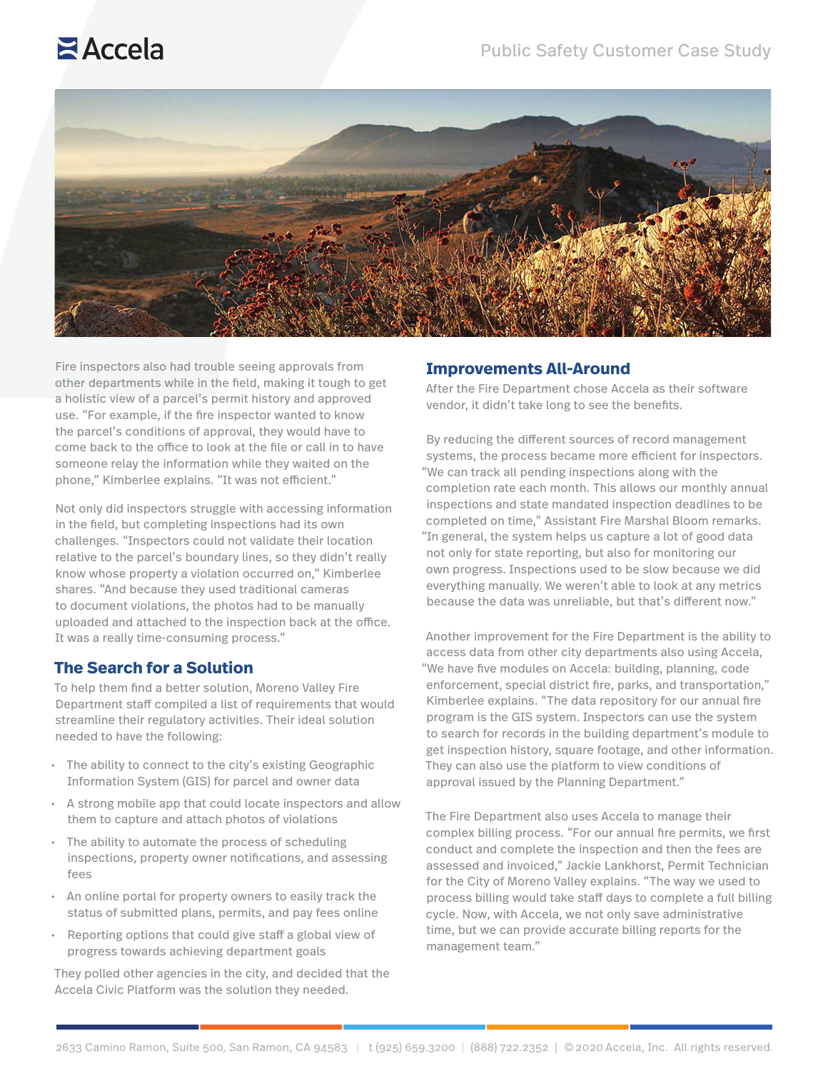Fire inspectors also had trouble seeing approvals from other departments while in the field, making it tough to get a holistic view of a parcel's permit history and approved use. "For example, if the fire inspector wanted to know the parcel's conditions of approval, they would have to come back to the office to look at the file or call in to have someone relay the information while they waited on the phone," Kimberlee explains. "It was not efficient."

Not only did inspectors struggle with accessing information in the field, but completing inspections had its own challenges. "Inspectors could not validate their location relative to the parcel's boundary lines, so they didn't really know whose property a violation occurred on," Kimberlee shares. "And because they used traditional cameras to document violations, the photos had to be manually uploaded and attached to the inspection back at the office. It was a really time-consuming process."

## The Search for a Solution

To help them find a better solution, Moreno Valley Fire Department staff compiled a list of requirements that would streamline their regulatory activities. Their ideal solution needed to have the following:

- The ability to connect to the city's existing Geographic Information System (GIS) for parcel and owner data
- A strong mobile app that could locate inspectors and allow them to capture and attach photos of violations
- The ability to automate the process of scheduling inspections, property owner notifications, and assessing fees
- An online portal for property owners to easily track the status of submitted plans, permits, and pay fees online
- Reporting options that could give staff a global view of progress towards achieving department goals

They polled other agencies in the city, and decided that the Accela Civic Platform was the solution they needed.

## Improvements All-Around

After the Fire Department chose Accela as their software vendor, it didn't take long to see the benefits.

By reducing the different sources of record management systems, the process became more efficient for inspectors. "We can track all pending inspections along with the completion rate each month. This allows our monthly annual inspections and state mandated inspection deadlines to be completed on time," Assistant Fire Marshal Bloom remarks. "In general, the system helps us capture a lot of good data not only for state reporting, but also for monitoring our own progress. Inspections used to be slow because we did everything manually. We weren't able to look at any metrics because the data was unreliable, but that's different now."

Another improvement for the Fire Department is the ability to access data from other city departments also using Accela, "We have five modules on Accela: building, planning, code enforcement, special district fire, parks, and transportation," Kimberlee explains. "The data repository for our annual fire program is the GIS system. Inspectors can use the system to search for records in the building department's module to get inspection history, square footage, and other information. They can also use the platform to view conditions of approval issued by the Planning Department."

The Fire Department also uses Accela to manage their complex billing process. "For our annual fire permits, we first conduct and complete the inspection and then the fees are assessed and invoiced," Jackie Lankhorst, Permit Technician for the City of Moreno Valley explains. "The way we used to process billing would take staff days to complete a full billing cycle. Now, with Accela, we not only save administrative time, but we can provide accurate billing reports for the management team."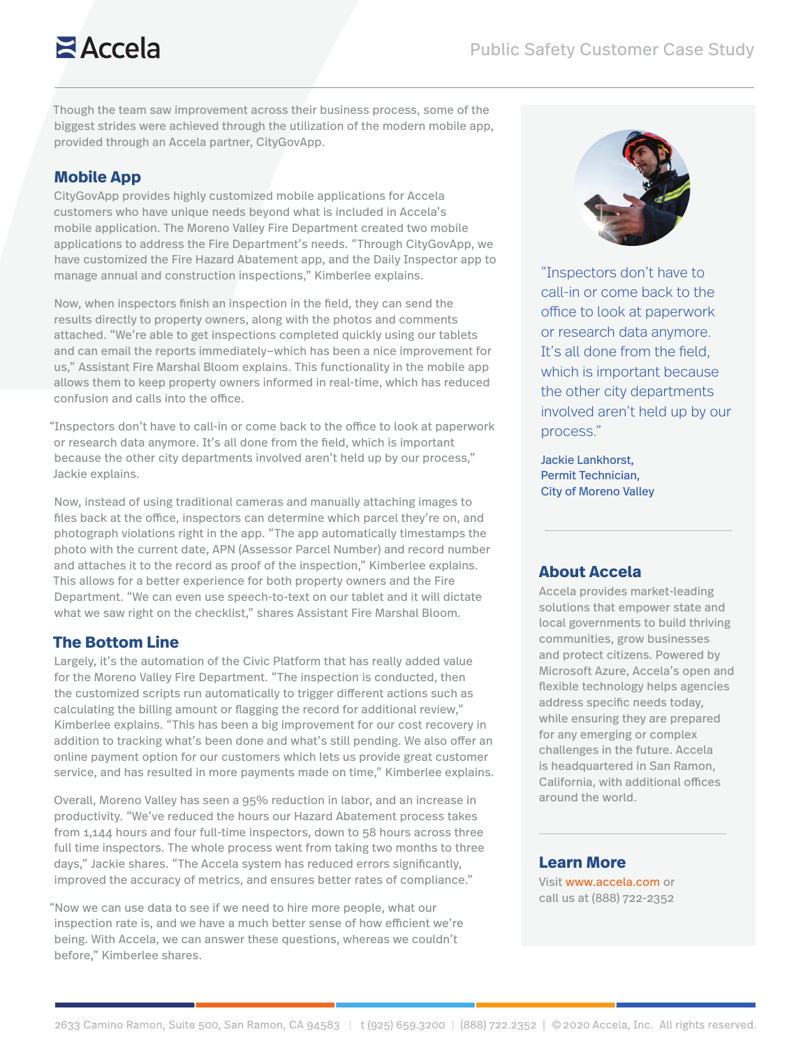Though the team saw improvement across their business process, some of the biggest strides were achieved through the utilization of the modern mobile app, provided through an Accela partner, CityGovApp.

## Mobile App

CityGovApp provides highly customized mobile applications for Accela customers who have unique needs beyond what is included in Accela's mobile application. The Moreno Valley Fire Department created two mobile applications to address the Fire Department's needs. "Through CityGovApp, we have customized the Fire Hazard Abatement app, and the Daily Inspector app to manage annual and construction inspections," Kimberlee explains.

Now, when inspectors finish an inspection in the field, they can send the results directly to property owners, along with the photos and comments attached. "We're able to get inspections completed quickly using our tablets and can email the reports immediately–which has been a nice improvement for us," Assistant Fire Marshal Bloom explains. This functionality in the mobile app allows them to keep property owners informed in real-time, which has reduced confusion and calls into the office.

"Inspectors don't have to call-in or come back to the office to look at paperwork or research data anymore. It's all done from the field, which is important because the other city departments involved aren't held up by our process," Jackie explains.

Now, instead of using traditional cameras and manually attaching images to files back at the office, inspectors can determine which parcel they're on, and photograph violations right in the app. "The app automatically timestamps the photo with the current date, APN (Assessor Parcel Number) and record number and attaches it to the record as proof of the inspection," Kimberlee explains. This allows for a better experience for both property owners and the Fire Department. "We can even use speech-to-text on our tablet and it will dictate what we saw right on the checklist," shares Assistant Fire Marshal Bloom.

## The Bottom Line

Largely, it's the automation of the Civic Platform that has really added value for the Moreno Valley Fire Department. "The inspection is conducted, then the customized scripts run automatically to trigger different actions such as calculating the billing amount or flagging the record for additional review," Kimberlee explains. "This has been a big improvement for our cost recovery in addition to tracking what's been done and what's still pending. We also offer an online payment option for our customers which lets us provide great customer service, and has resulted in more payments made on time," Kimberlee explains.

Overall, Moreno Valley has seen a 95% reduction in labor, and an increase in productivity. "We've reduced the hours our Hazard Abatement process takes from 1,144 hours and four full-time inspectors, down to 58 hours across three full time inspectors. The whole process went from taking two months to three days," Jackie shares. "The Accela system has reduced errors significantly, improved the accuracy of metrics, and ensures better rates of compliance."

"Now we can use data to see if we need to hire more people, what our inspection rate is, and we have a much better sense of how efficient we're being. With Accela, we can answer these questions, whereas we couldn't before," Kimberlee shares.

"Inspectors don't have to call-in or come back to the office to look at paperwork or research data anymore. It's all done from the field, which is important because the other city departments involved aren't held up by our process."

Jackie Lankhorst,
Permit Technician,
City of Moreno Valley

## About Accela

Accela provides market-leading solutions that empower state and local governments to build thriving communities, grow businesses and protect citizens. Powered by Microsoft Azure, Accela's open and flexible technology helps agencies address specific needs today, while ensuring they are prepared for any emerging or complex challenges in the future. Accela is headquartered in San Ramon, California, with additional offices around the world.

## Learn More

Visit www.accela.com or call us at (888) 722-2352

2633 Camino Ramon, Suite 500, San Ramon, CA 94583 | t (925) 659.3200 | (888) 722.2352 | © 2020 Accela, Inc. All rights reserved.